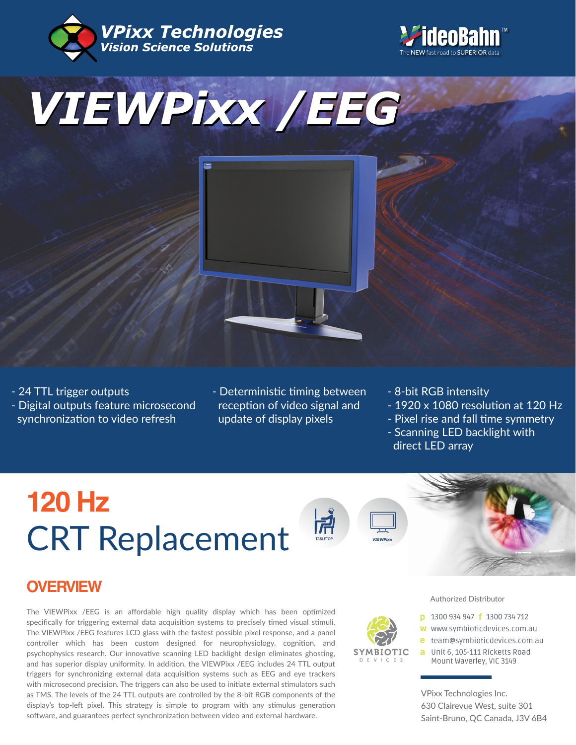VPixx Technologies
*Vision Science Solutions*

VideoBahn™
The NEW fast road to SUPERIOR data

# VIEWPixx /EEG

- 24 TTL trigger outputs
- Digital outputs feature microsecond synchronization to video refresh
- Deterministic timing between reception of video signal and update of display pixels
- 8-bit RGB intensity
- 1920 x 1080 resolution at 120 Hz
- Pixel rise and fall time symmetry
- Scanning LED backlight with direct LED array

## 120 Hz
## CRT Replacement

TABLETOP

VIEWPixx

## OVERVIEW

The VIEWPixx /EEG is an affordable high quality display which has been optimized specifically for triggering external data acquisition systems to precisely timed visual stimuli. The VIEWPixx /EEG features LCD glass with the fastest possible pixel response, and a panel controller which has been custom designed for neurophysiology, cognition, and psychophysics research. Our innovative scanning LED backlight design eliminates ghosting, and has superior display uniformity. In addition, the VIEWPixx /EEG includes 24 TTL output triggers for synchronizing external data acquisition systems such as EEG and eye trackers with microsecond precision. The triggers can also be used to initiate external stimulators such as TMS. The levels of the 24 TTL outputs are controlled by the 8-bit RGB components of the display's top-left pixel. This strategy is simple to program with any stimulus generation software, and guarantees perfect synchronization between video and external hardware.

Authorized Distributor

SYMBIOTIC DEVICES

p 1300 934 947 f 1300 734 712
w www.symbioticdevices.com.au
e team@symbioticdevices.com.au
a Unit 6, 105-111 Ricketts Road
Mount Waverley, VIC 3149

VPixx Technologies Inc.
630 Clairevue West, suite 301
Saint-Bruno, QC Canada, J3V 6B4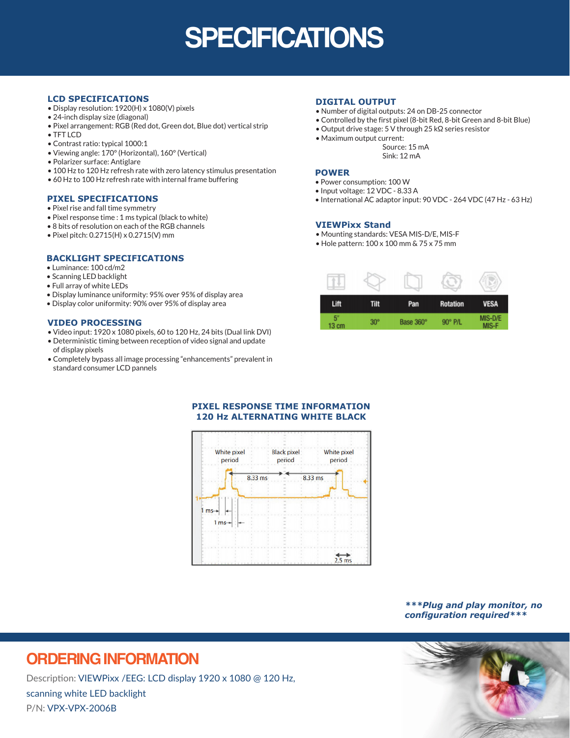# SPECIFICATIONS

## LCD SPECIFICATIONS

- Display resolution: 1920(H) x 1080(V) pixels
- 24-inch display size (diagonal)
- Pixel arrangement: RGB (Red dot, Green dot, Blue dot) vertical strip
- TFT LCD
- Contrast ratio: typical 1000:1
- Viewing angle: 170° (Horizontal), 160° (Vertical)
- Polarizer surface: Antiglare
- 100 Hz to 120 Hz refresh rate with zero latency stimulus presentation
- 60 Hz to 100 Hz refresh rate with internal frame buffering

## PIXEL SPECIFICATIONS

- Pixel rise and fall time symmetry
- Pixel response time : 1 ms typical (black to white)
- 8 bits of resolution on each of the RGB channels
- Pixel pitch: 0.2715(H) x 0.2715(V) mm

## BACKLIGHT SPECIFICATIONS

- Luminance: 100 cd/m2
- Scanning LED backlight
- Full array of white LEDs
- Display luminance uniformity: 95% over 95% of display area
- Display color uniformity: 90% over 95% of display area

## VIDEO PROCESSING

- Video input: 1920 x 1080 pixels, 60 to 120 Hz, 24 bits (Dual link DVI)
- Deterministic timing between reception of video signal and update of display pixels
- Completely bypass all image processing “enhancements” prevalent in standard consumer LCD pannels

## DIGITAL OUTPUT

- Number of digital outputs: 24 on DB-25 connector
- Controlled by the first pixel (8-bit Red, 8-bit Green and 8-bit Blue)
- Output drive stage: 5 V through 25 kΩ series resistor
- Maximum output current:
  - Source: 15 mA
  - Sink: 12 mA

## POWER

- Power consumption: 100 W
- Input voltage: 12 VDC - 8.33 A
- International AC adaptor input: 90 VDC - 264 VDC (47 Hz - 63 Hz)

## VIEWPixx Stand

- Mounting standards: VESA MIS-D/E, MIS-F
- Hole pattern: 100 x 100 mm & 75 x 75 mm

| Lift | Tilt | Pan | Rotation | VESA |
|---|---|---|---|---|
| 5" 13 cm | 30° | Base 360° | 90° P/L | MIS-D/E MIS-F |

## PIXEL RESPONSE TIME INFORMATION 120 Hz ALTERNATING WHITE BLACK

White pixel period
Black pixel period
White pixel period
8.33 ms
8.33 ms
1 ms
1 ms
2.5 ms

***Plug and play monitor, no configuration required***

# ORDERING INFORMATION

Description: VIEWPixx /EEG: LCD display 1920 x 1080 @ 120 Hz, scanning white LED backlight

P/N: VPX-VPX-2006B